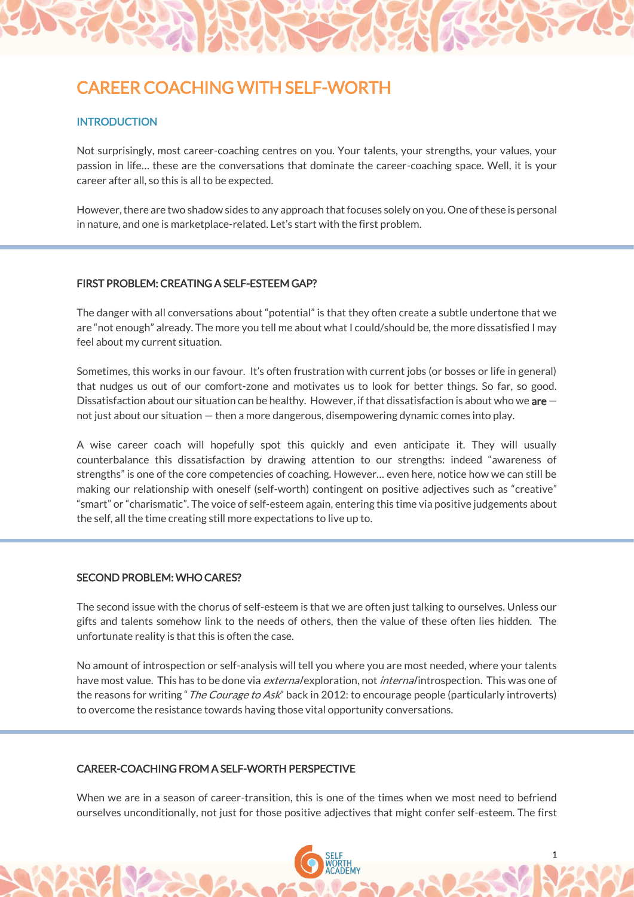# CAREER COACHING WITH SELF-WORTH

## INTRODUCTION

Not surprisingly, most career-coaching centres on you. Your talents, your strengths, your values, your passion in life… these are the conversations that dominate the career-coaching space. Well, it is your career after all, so this is all to be expected.

However, there are two shadow sides to any approach that focuses solely on you. One of these is personal in nature, and one is marketplace-related. Let's start with the first problem.

### FIRST PROBLEM: CREATING A SELF-ESTEEM GAP?

The danger with all conversations about "potential" is that they often create a subtle undertone that we are "not enough" already. The more you tell me about what I could/should be, the more dissatisfied I may feel about my current situation.

Sometimes, this works in our favour. It's often frustration with current jobs (or bosses or life in general) that nudges us out of our comfort-zone and motivates us to look for better things. So far, so good. Dissatisfaction about our situation can be healthy. However, if that dissatisfaction is about who we **are** — not just about our situation — then a more dangerous, disempowering dynamic comes into play.

A wise career coach will hopefully spot this quickly and even anticipate it. They will usually counterbalance this dissatisfaction by drawing attention to our strengths: indeed "awareness of strengths" is one of the core competencies of coaching. However… even here, notice how we can still be making our relationship with oneself (self-worth) contingent on positive adjectives such as "creative" "smart" or "charismatic". The voice of self-esteem again, entering this time via positive judgements about the self, all the time creating still more expectations to live up to.

### SECOND PROBLEM: WHO CARES?

The second issue with the chorus of self-esteem is that we are often just talking to ourselves. Unless our gifts and talents somehow link to the needs of others, then the value of these often lies hidden. The unfortunate reality is that this is often the case.

No amount of introspection or self-analysis will tell you where you are most needed, where your talents have most value. This has to be done via *external* exploration, not *internal* introspection. This was one of the reasons for writing "*The Courage to Ask*" back in 2012: to encourage people (particularly introverts) to overcome the resistance towards having those vital opportunity conversations.

### CAREER-COACHING FROM A SELF-WORTH PERSPECTIVE

When we are in a season of career-transition, this is one of the times when we most need to befriend ourselves unconditionally, not just for those positive adjectives that might confer self-esteem. The first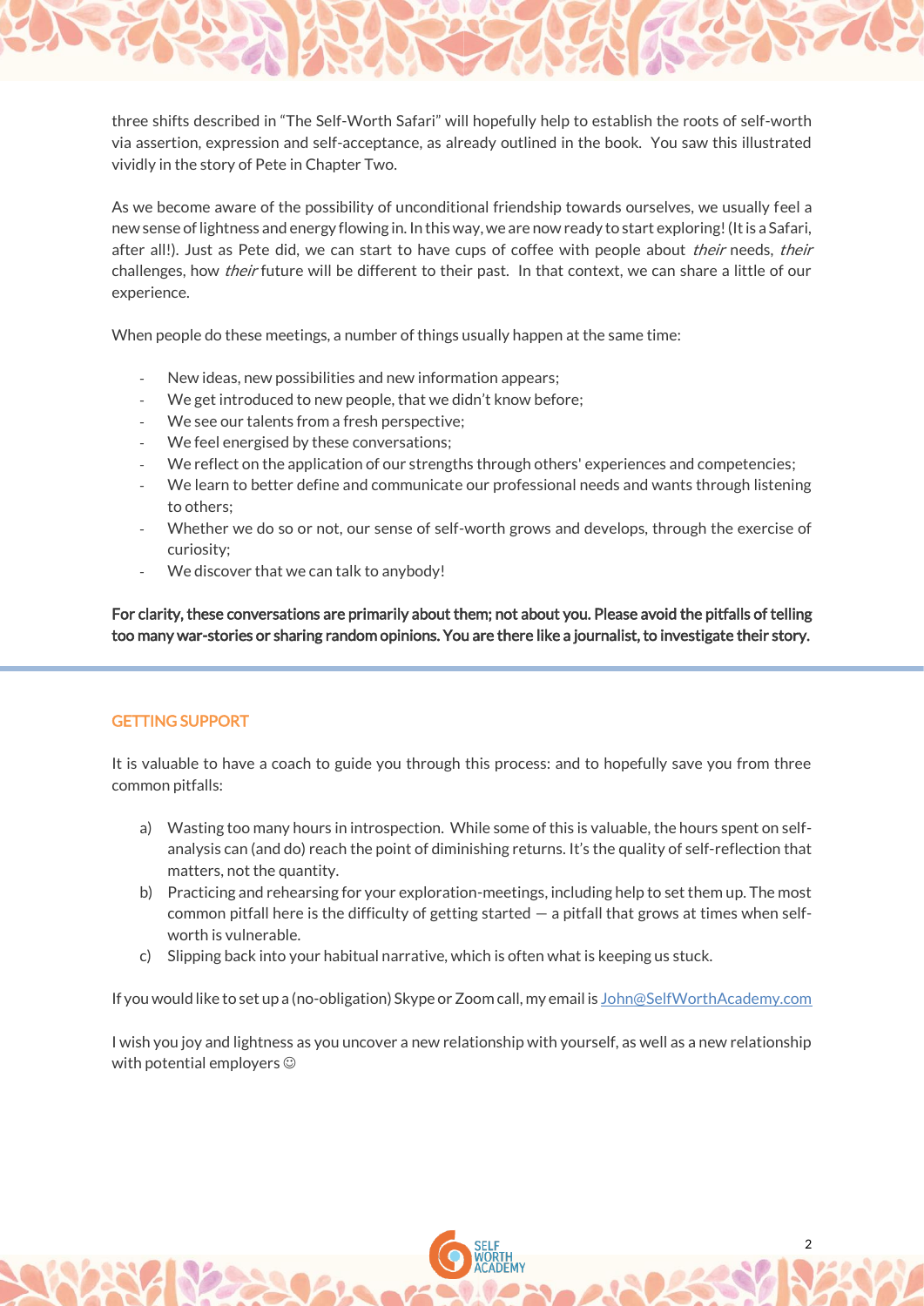three shifts described in "The Self-Worth Safari" will hopefully help to establish the roots of self-worth via assertion, expression and self-acceptance, as already outlined in the book. You saw this illustrated vividly in the story of Pete in Chapter Two.

As we become aware of the possibility of unconditional friendship towards ourselves, we usually feel a new sense of lightness and energy flowing in. In this way, we are now ready to start exploring! (It is a Safari, after all!). Just as Pete did, we can start to have cups of coffee with people about *their* needs, *their* challenges, how *their* future will be different to their past. In that context, we can share a little of our experience.

When people do these meetings, a number of things usually happen at the same time:

- New ideas, new possibilities and new information appears;
- We get introduced to new people, that we didn't know before;
- We see our talents from a fresh perspective;
- We feel energised by these conversations;
- We reflect on the application of our strengths through others' experiences and competencies;
- We learn to better define and communicate our professional needs and wants through listening to others;
- Whether we do so or not, our sense of self-worth grows and develops, through the exercise of curiosity;
- We discover that we can talk to anybody!

**For clarity, these conversations are primarily about them; not about you. Please avoid the pitfalls of telling too many war-stories or sharing random opinions. You are there like a journalist, to investigate their story.**

## GETTING SUPPORT

It is valuable to have a coach to guide you through this process: and to hopefully save you from three common pitfalls:

a) Wasting too many hours in introspection. While some of this is valuable, the hours spent on self-analysis can (and do) reach the point of diminishing returns. It's the quality of self-reflection that matters, not the quantity.
b) Practicing and rehearsing for your exploration-meetings, including help to set them up. The most common pitfall here is the difficulty of getting started — a pitfall that grows at times when self-worth is vulnerable.
c) Slipping back into your habitual narrative, which is often what is keeping us stuck.

If you would like to set up a (no-obligation) Skype or Zoom call, my email is John@SelfWorthAcademy.com

I wish you joy and lightness as you uncover a new relationship with yourself, as well as a new relationship with potential employers ☺